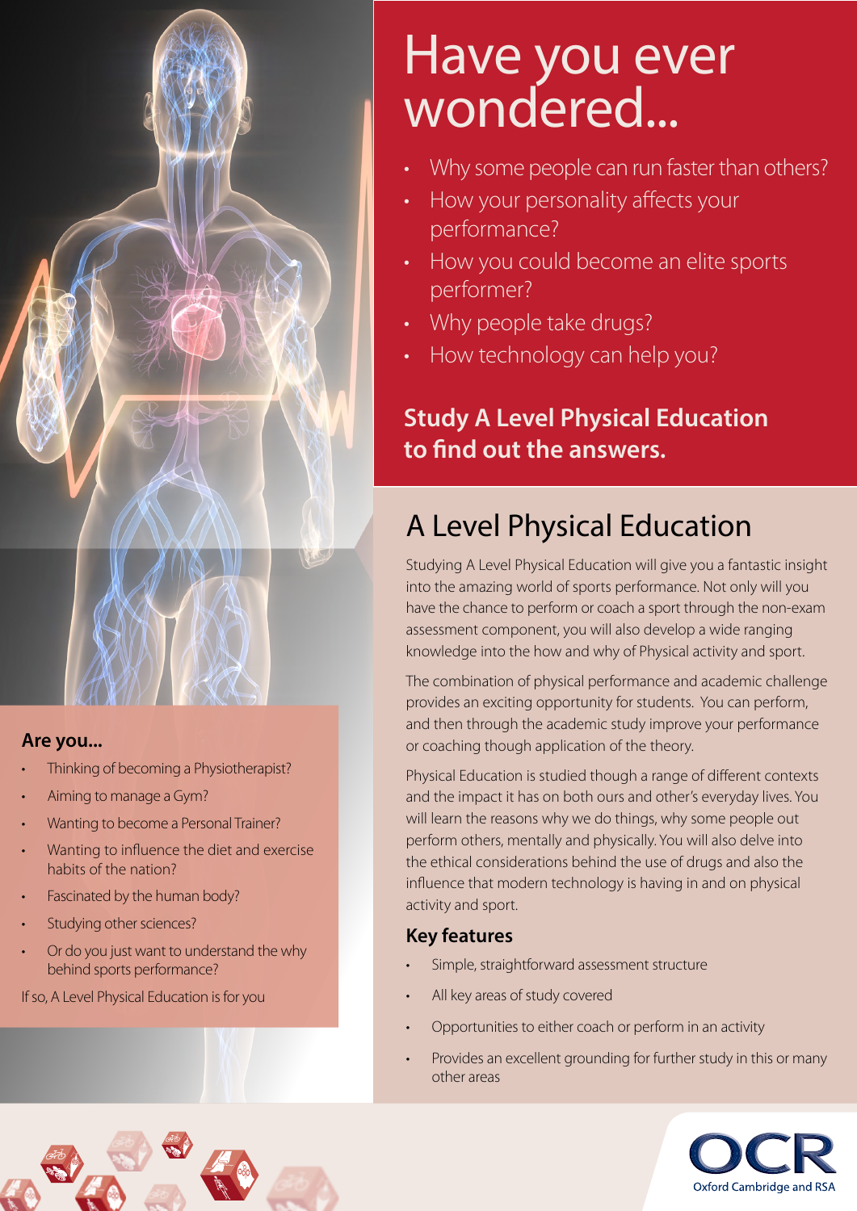# Have you ever wondered...

- Why some people can run faster than others?
- How your personality affects your performance?
- How you could become an elite sports performer?
- Why people take drugs?
- How technology can help you?

**Study A Level Physical Education to find out the answers.**

## A Level Physical Education

Studying A Level Physical Education will give you a fantastic insight into the amazing world of sports performance. Not only will you have the chance to perform or coach a sport through the non-exam assessment component, you will also develop a wide ranging knowledge into the how and why of Physical activity and sport.

The combination of physical performance and academic challenge provides an exciting opportunity for students. You can perform, and then through the academic study improve your performance or coaching though application of the theory.

Physical Education is studied though a range of different contexts and the impact it has on both ours and other's everyday lives. You will learn the reasons why we do things, why some people out perform others, mentally and physically. You will also delve into the ethical considerations behind the use of drugs and also the influence that modern technology is having in and on physical activity and sport.

### Key features

- Simple, straightforward assessment structure
- All key areas of study covered
- Opportunities to either coach or perform in an activity
- Provides an excellent grounding for further study in this or many other areas

### Are you...

- Thinking of becoming a Physiotherapist?
- Aiming to manage a Gym?
- Wanting to become a Personal Trainer?
- Wanting to influence the diet and exercise habits of the nation?
- Fascinated by the human body?
- Studying other sciences?
- Or do you just want to understand the why behind sports performance?

If so, A Level Physical Education is for you

OCR
Oxford Cambridge and RSA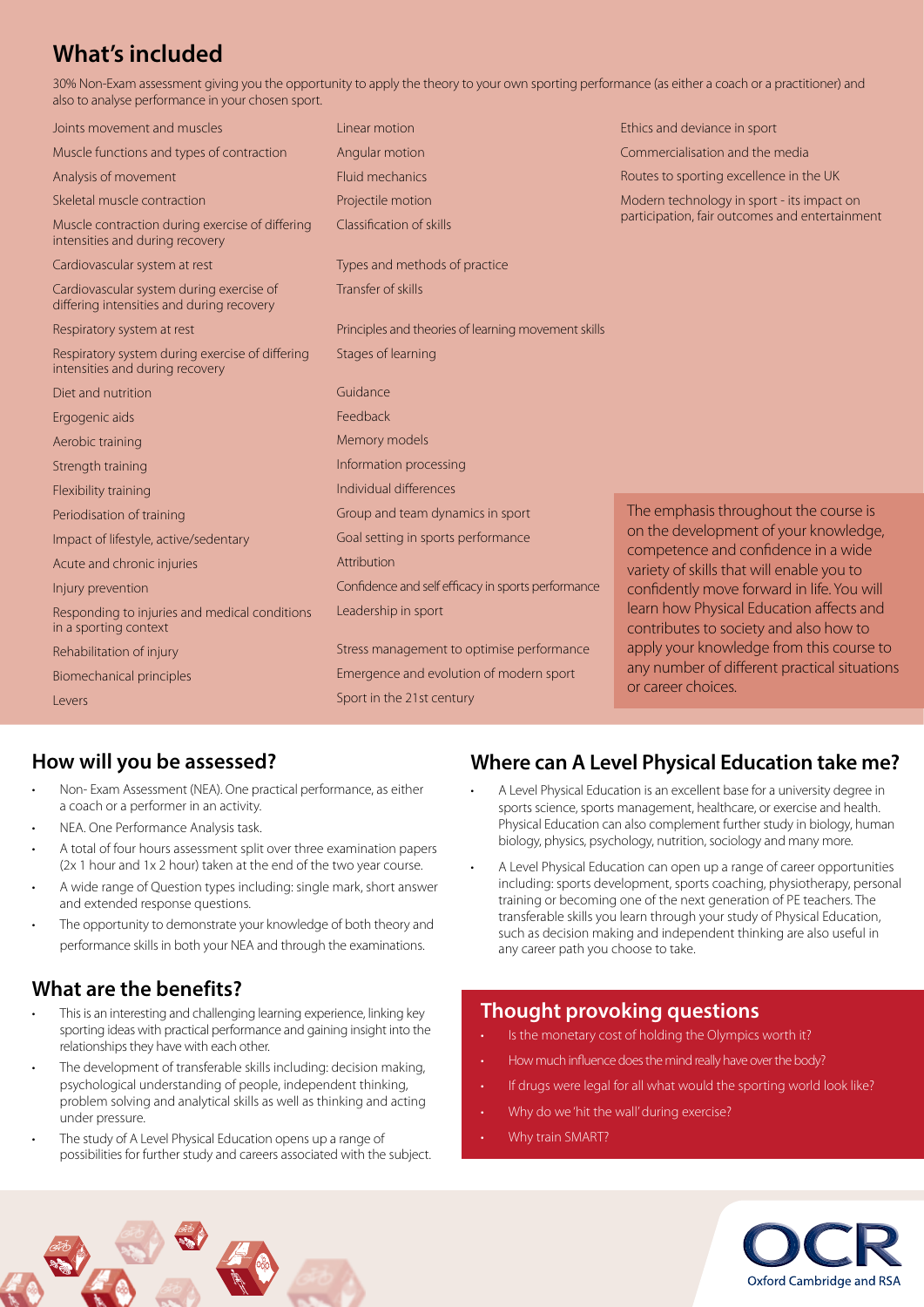## What's included

30% Non-Exam assessment giving you the opportunity to apply the theory to your own sporting performance (as either a coach or a practitioner) and also to analyse performance in your chosen sport.

- Joints movement and muscles
- Muscle functions and types of contraction
- Analysis of movement
- Skeletal muscle contraction
- Muscle contraction during exercise of differing intensities and during recovery
- Cardiovascular system at rest
- Cardiovascular system during exercise of differing intensities and during recovery
- Respiratory system at rest
- Respiratory system during exercise of differing intensities and during recovery
- Diet and nutrition
- Ergogenic aids
- Aerobic training
- Strength training
- Flexibility training
- Periodisation of training
- Impact of lifestyle, active/sedentary
- Acute and chronic injuries
- Injury prevention
- Responding to injuries and medical conditions in a sporting context
- Rehabilitation of injury
- Biomechanical principles
- Levers
- Linear motion
- Angular motion
- Fluid mechanics
- Projectile motion
- Classification of skills
- Types and methods of practice
- Transfer of skills
- Principles and theories of learning movement skills
- Stages of learning
- Guidance
- Feedback
- Memory models
- Information processing
- Individual differences
- Group and team dynamics in sport
- Goal setting in sports performance
- Attribution
- Confidence and self efficacy in sports performance
- Leadership in sport
- Stress management to optimise performance
- Emergence and evolution of modern sport
- Sport in the 21st century
- Ethics and deviance in sport
- Commercialisation and the media
- Routes to sporting excellence in the UK
- Modern technology in sport - its impact on participation, fair outcomes and entertainment

The emphasis throughout the course is on the development of your knowledge, competence and confidence in a wide variety of skills that will enable you to confidently move forward in life. You will learn how Physical Education affects and contributes to society and also how to apply your knowledge from this course to any number of different practical situations or career choices.

## How will you be assessed?

- Non- Exam Assessment (NEA). One practical performance, as either a coach or a performer in an activity.
- NEA. One Performance Analysis task.
- A total of four hours assessment split over three examination papers (2x 1 hour and 1x 2 hour) taken at the end of the two year course.
- A wide range of Question types including: single mark, short answer and extended response questions.
- The opportunity to demonstrate your knowledge of both theory and performance skills in both your NEA and through the examinations.

## What are the benefits?

- This is an interesting and challenging learning experience, linking key sporting ideas with practical performance and gaining insight into the relationships they have with each other.
- The development of transferable skills including: decision making, psychological understanding of people, independent thinking, problem solving and analytical skills as well as thinking and acting under pressure.
- The study of A Level Physical Education opens up a range of possibilities for further study and careers associated with the subject.

## Where can A Level Physical Education take me?

- A Level Physical Education is an excellent base for a university degree in sports science, sports management, healthcare, or exercise and health. Physical Education can also complement further study in biology, human biology, physics, psychology, nutrition, sociology and many more.
- A Level Physical Education can open up a range of career opportunities including: sports development, sports coaching, physiotherapy, personal training or becoming one of the next generation of PE teachers. The transferable skills you learn through your study of Physical Education, such as decision making and independent thinking are also useful in any career path you choose to take.

## Thought provoking questions

- Is the monetary cost of holding the Olympics worth it?
- How much influence does the mind really have over the body?
- If drugs were legal for all what would the sporting world look like?
- Why do we 'hit the wall' during exercise?
- Why train SMART?

OCR
Oxford Cambridge and RSA